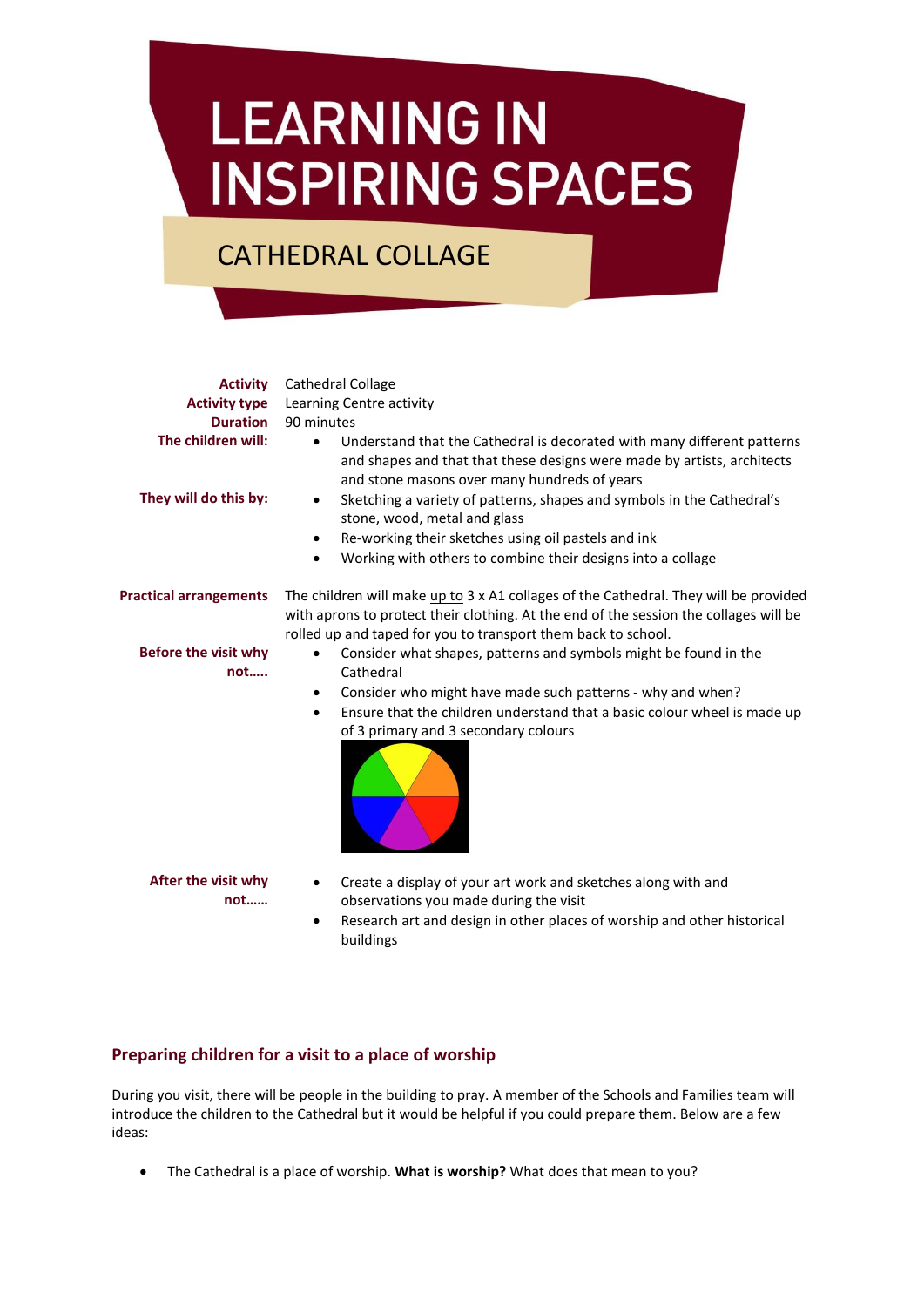# LEARNING IN INSPIRING SPACES

## CATHEDRAL COLLAGE

**Activity** Cathedral Collage

**Activity type** Learning Centre activity

**Duration** 90 minutes

**The children will:**

- Understand that the Cathedral is decorated with many different patterns and shapes and that that these designs were made by artists, architects and stone masons over many hundreds of years

**They will do this by:**

- Sketching a variety of patterns, shapes and symbols in the Cathedral's stone, wood, metal and glass
- Re-working their sketches using oil pastels and ink
- Working with others to combine their designs into a collage

**Practical arrangements** The children will make up to 3 x A1 collages of the Cathedral. They will be provided with aprons to protect their clothing. At the end of the session the collages will be rolled up and taped for you to transport them back to school.

**Before the visit why not…..**

- Consider what shapes, patterns and symbols might be found in the Cathedral
- Consider who might have made such patterns - why and when?
- Ensure that the children understand that a basic colour wheel is made up of 3 primary and 3 secondary colours

**After the visit why not……**

- Create a display of your art work and sketches along with and observations you made during the visit
- Research art and design in other places of worship and other historical buildings

### Preparing children for a visit to a place of worship

During you visit, there will be people in the building to pray. A member of the Schools and Families team will introduce the children to the Cathedral but it would be helpful if you could prepare them. Below are a few ideas:

- The Cathedral is a place of worship. **What is worship?** What does that mean to you?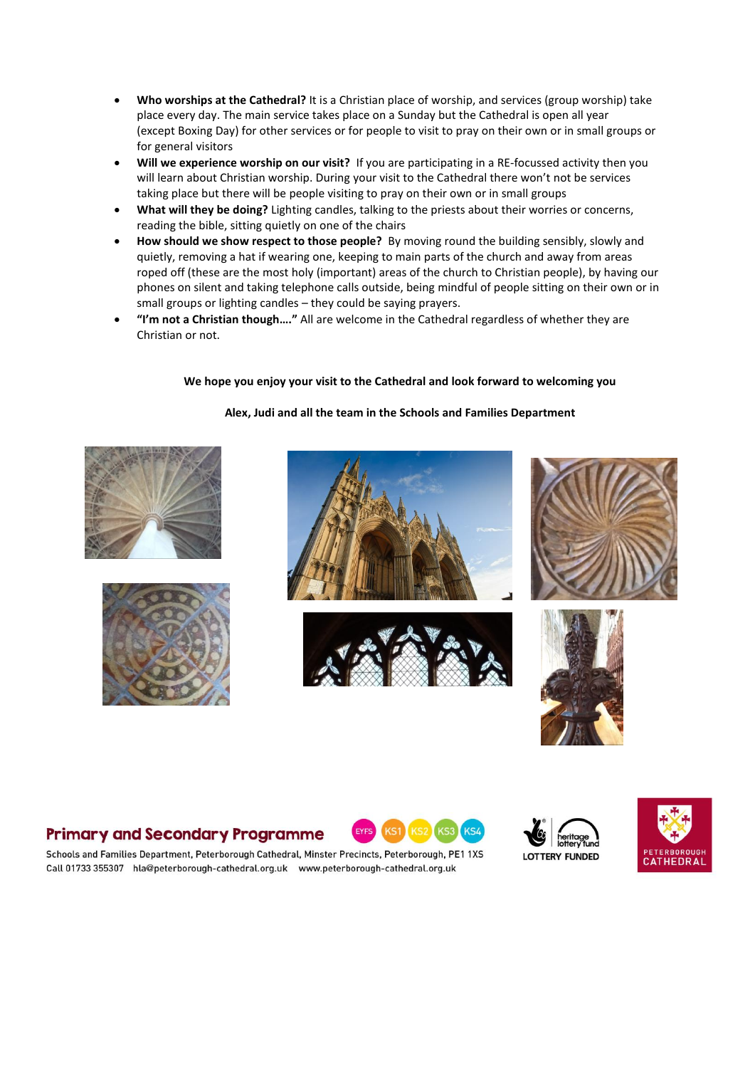- **Who worships at the Cathedral?** It is a Christian place of worship, and services (group worship) take place every day. The main service takes place on a Sunday but the Cathedral is open all year (except Boxing Day) for other services or for people to visit to pray on their own or in small groups or for general visitors
- **Will we experience worship on our visit?** If you are participating in a RE-focussed activity then you will learn about Christian worship. During your visit to the Cathedral there won't not be services taking place but there will be people visiting to pray on their own or in small groups
- **What will they be doing?** Lighting candles, talking to the priests about their worries or concerns, reading the bible, sitting quietly on one of the chairs
- **How should we show respect to those people?** By moving round the building sensibly, slowly and quietly, removing a hat if wearing one, keeping to main parts of the church and away from areas roped off (these are the most holy (important) areas of the church to Christian people), by having our phones on silent and taking telephone calls outside, being mindful of people sitting on their own or in small groups or lighting candles – they could be saying prayers.
- **"I'm not a Christian though…."** All are welcome in the Cathedral regardless of whether they are Christian or not.

**We hope you enjoy your visit to the Cathedral and look forward to welcoming you**

**Alex, Judi and all the team in the Schools and Families Department**

**Primary and Secondary Programme** EYFS KS1 KS2 KS3 KS4

Schools and Families Department, Peterborough Cathedral, Minster Precincts, Peterborough, PE1 1XS
Call 01733 355307 hla@peterborough-cathedral.org.uk www.peterborough-cathedral.org.uk

heritage lottery fund LOTTERY FUNDED

PETERBOROUGH CATHEDRAL